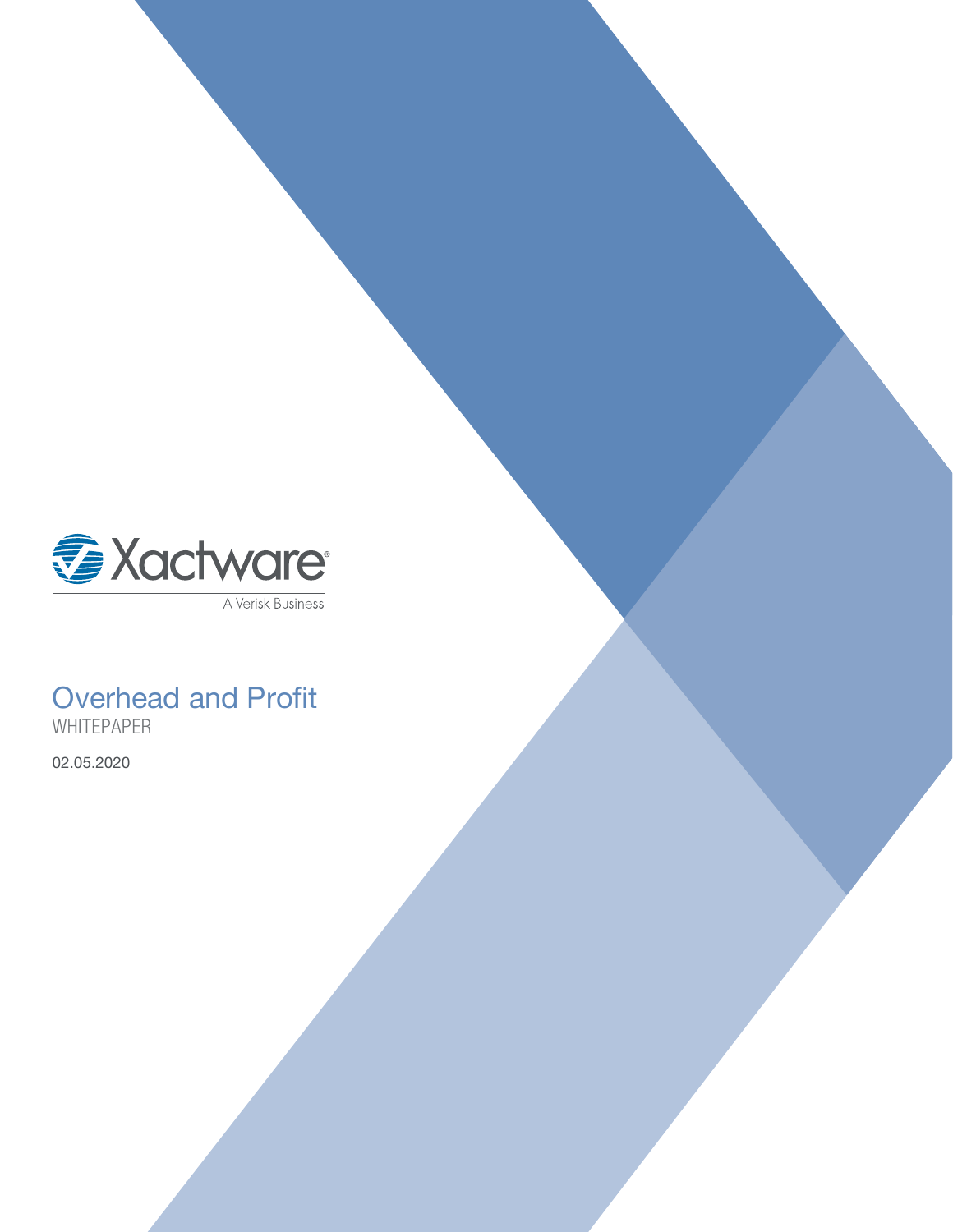Xactware

A Verisk Business

# Overhead and Profit

WHITEPAPER

02.05.2020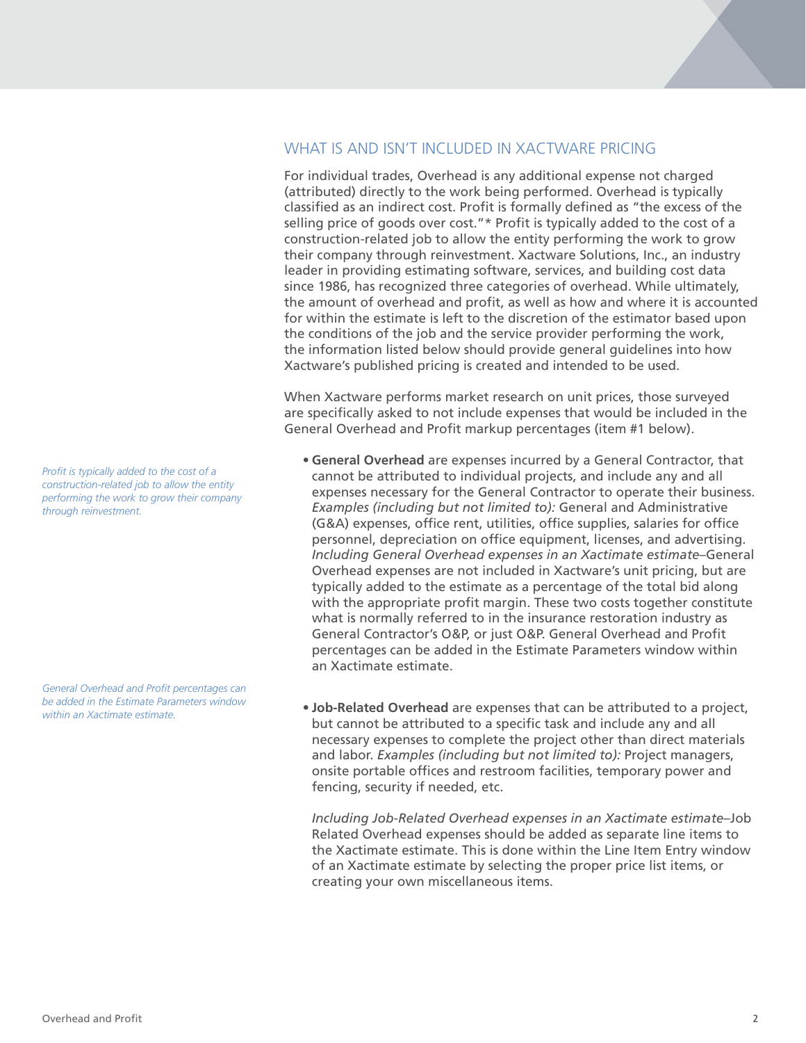## WHAT IS AND ISN'T INCLUDED IN XACTWARE PRICING

For individual trades, Overhead is any additional expense not charged (attributed) directly to the work being performed. Overhead is typically classified as an indirect cost. Profit is formally defined as "the excess of the selling price of goods over cost."* Profit is typically added to the cost of a construction-related job to allow the entity performing the work to grow their company through reinvestment. Xactware Solutions, Inc., an industry leader in providing estimating software, services, and building cost data since 1986, has recognized three categories of overhead. While ultimately, the amount of overhead and profit, as well as how and where it is accounted for within the estimate is left to the discretion of the estimator based upon the conditions of the job and the service provider performing the work, the information listed below should provide general guidelines into how Xactware's published pricing is created and intended to be used.

When Xactware performs market research on unit prices, those surveyed are specifically asked to not include expenses that would be included in the General Overhead and Profit markup percentages (item #1 below).

*Profit is typically added to the cost of a construction-related job to allow the entity performing the work to grow their company through reinvestment.*

- **General Overhead** are expenses incurred by a General Contractor, that cannot be attributed to individual projects, and include any and all expenses necessary for the General Contractor to operate their business. *Examples (including but not limited to):* General and Administrative (G&A) expenses, office rent, utilities, office supplies, salaries for office personnel, depreciation on office equipment, licenses, and advertising. *Including General Overhead expenses in an Xactimate estimate*–General Overhead expenses are not included in Xactware's unit pricing, but are typically added to the estimate as a percentage of the total bid along with the appropriate profit margin. These two costs together constitute what is normally referred to in the insurance restoration industry as General Contractor's O&P, or just O&P. General Overhead and Profit percentages can be added in the Estimate Parameters window within an Xactimate estimate.

*General Overhead and Profit percentages can be added in the Estimate Parameters window within an Xactimate estimate.*

- **Job-Related Overhead** are expenses that can be attributed to a project, but cannot be attributed to a specific task and include any and all necessary expenses to complete the project other than direct materials and labor. *Examples (including but not limited to):* Project managers, onsite portable offices and restroom facilities, temporary power and fencing, security if needed, etc.

  *Including Job-Related Overhead expenses in an Xactimate estimate*–Job Related Overhead expenses should be added as separate line items to the Xactimate estimate. This is done within the Line Item Entry window of an Xactimate estimate by selecting the proper price list items, or creating your own miscellaneous items.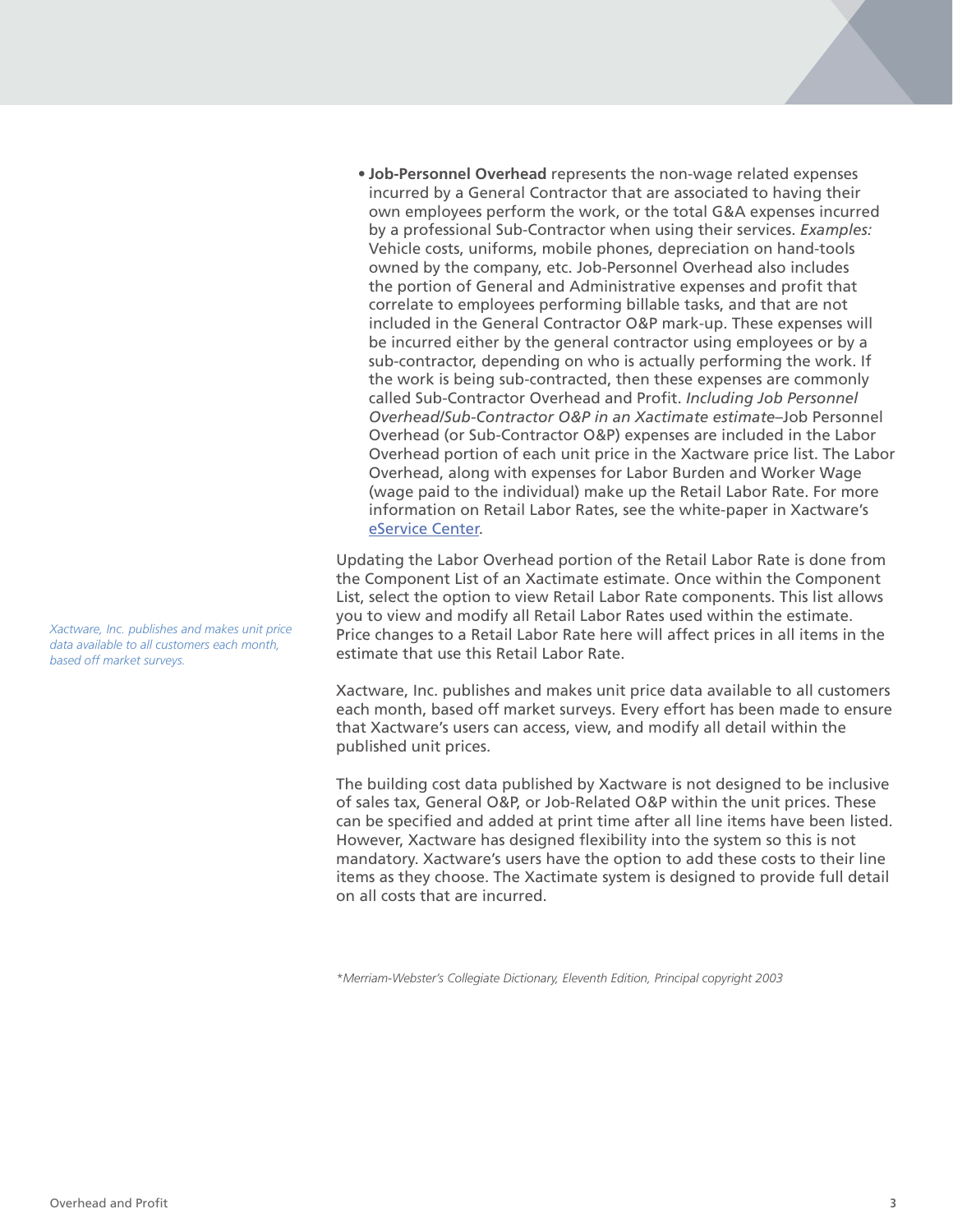- **Job-Personnel Overhead** represents the non-wage related expenses incurred by a General Contractor that are associated to having their own employees perform the work, or the total G&A expenses incurred by a professional Sub-Contractor when using their services. *Examples:* Vehicle costs, uniforms, mobile phones, depreciation on hand-tools owned by the company, etc. Job-Personnel Overhead also includes the portion of General and Administrative expenses and profit that correlate to employees performing billable tasks, and that are not included in the General Contractor O&P mark-up. These expenses will be incurred either by the general contractor using employees or by a sub-contractor, depending on who is actually performing the work. If the work is being sub-contracted, then these expenses are commonly called Sub-Contractor Overhead and Profit. *Including Job Personnel Overhead/Sub-Contractor O&P in an Xactimate estimate*–Job Personnel Overhead (or Sub-Contractor O&P) expenses are included in the Labor Overhead portion of each unit price in the Xactware price list. The Labor Overhead, along with expenses for Labor Burden and Worker Wage (wage paid to the individual) make up the Retail Labor Rate. For more information on Retail Labor Rates, see the white-paper in Xactware's eService Center.

Updating the Labor Overhead portion of the Retail Labor Rate is done from the Component List of an Xactimate estimate. Once within the Component List, select the option to view Retail Labor Rate components. This list allows you to view and modify all Retail Labor Rates used within the estimate. Price changes to a Retail Labor Rate here will affect prices in all items in the estimate that use this Retail Labor Rate.

*Xactware, Inc. publishes and makes unit price data available to all customers each month, based off market surveys.*

Xactware, Inc. publishes and makes unit price data available to all customers each month, based off market surveys. Every effort has been made to ensure that Xactware's users can access, view, and modify all detail within the published unit prices.

The building cost data published by Xactware is not designed to be inclusive of sales tax, General O&P, or Job-Related O&P within the unit prices. These can be specified and added at print time after all line items have been listed. However, Xactware has designed flexibility into the system so this is not mandatory. Xactware's users have the option to add these costs to their line items as they choose. The Xactimate system is designed to provide full detail on all costs that are incurred.

*\*Merriam-Webster's Collegiate Dictionary, Eleventh Edition, Principal copyright 2003*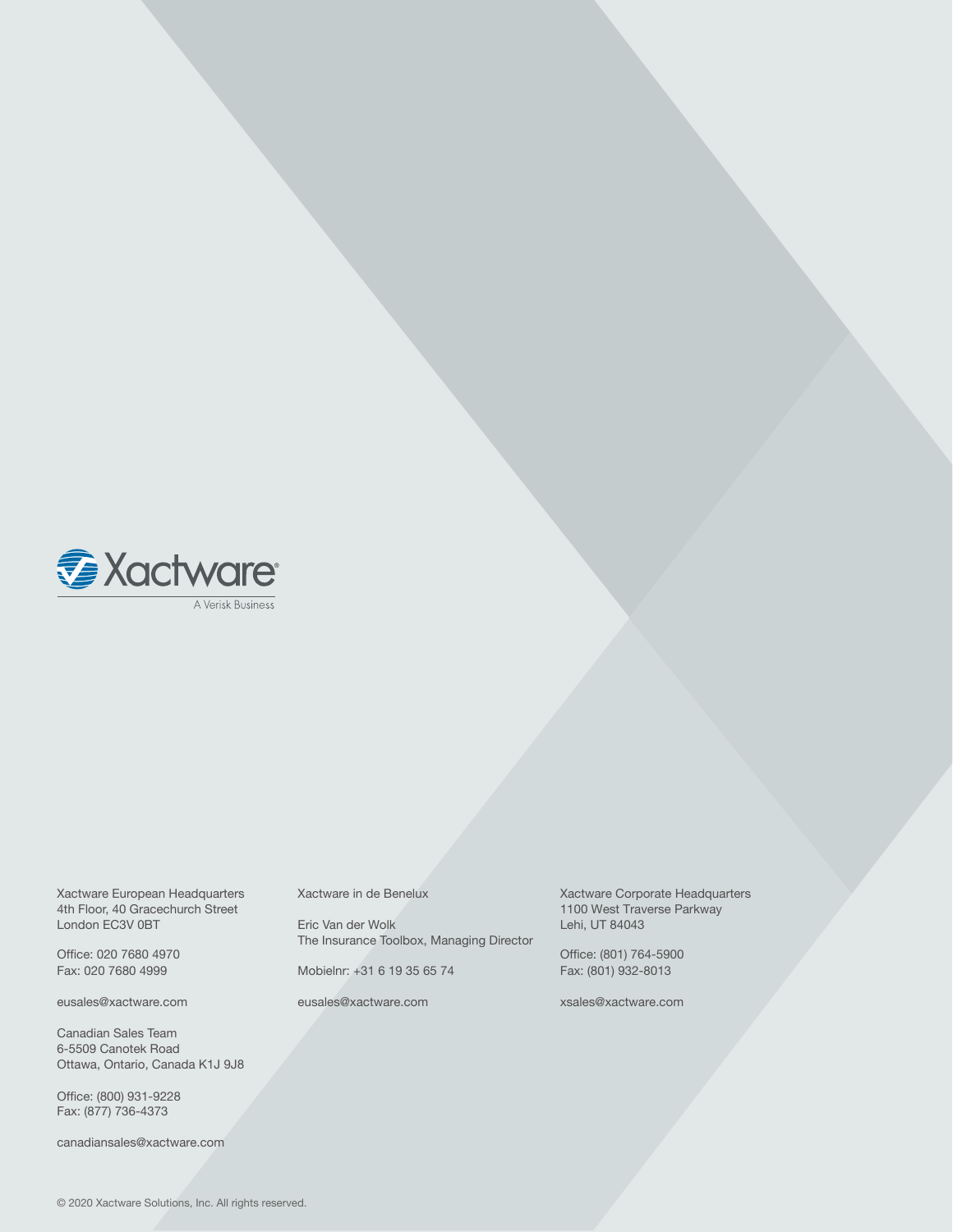Xactware

A Verisk Business

Xactware European Headquarters
4th Floor, 40 Gracechurch Street
London EC3V 0BT

Office: 020 7680 4970
Fax: 020 7680 4999

eusales@xactware.com

Canadian Sales Team
6-5509 Canotek Road
Ottawa, Ontario, Canada K1J 9J8

Office: (800) 931-9228
Fax: (877) 736-4373

canadiansales@xactware.com

Xactware in de Benelux

Eric Van der Wolk
The Insurance Toolbox, Managing Director

Mobielnr: +31 6 19 35 65 74

eusales@xactware.com

Xactware Corporate Headquarters
1100 West Traverse Parkway
Lehi, UT 84043

Office: (801) 764-5900
Fax: (801) 932-8013

xsales@xactware.com

© 2020 Xactware Solutions, Inc. All rights reserved.